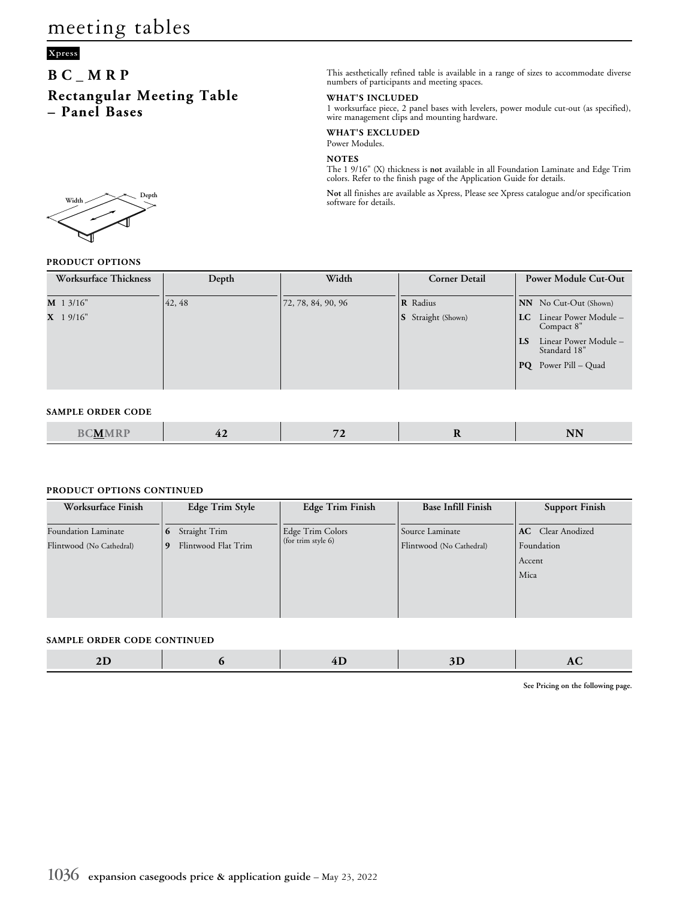# meeting tables

Xpress

## BC_MRP

## Rectangular Meeting Table – Panel Bases

This aesthetically refined table is available in a range of sizes to accommodate diverse numbers of participants and meeting spaces.

**WHAT'S INCLUDED**

1 worksurface piece, 2 panel bases with levelers, power module cut-out (as specified), wire management clips and mounting hardware.

**WHAT'S EXCLUDED**

Power Modules.

**NOTES**

The 1 9/16" (X) thickness is **not** available in all Foundation Laminate and Edge Trim colors. Refer to the finish page of the Application Guide for details.

**Not** all finishes are available as Xpress, Please see Xpress catalogue and/or specification software for details.

Width Depth

### PRODUCT OPTIONS

| Worksurface Thickness | Depth | Width | Corner Detail | Power Module Cut-Out |
|---|---|---|---|---|
| **M** 1 3/16" | 42, 48 | 72, 78, 84, 90, 96 | **R** Radius | **NN** No Cut-Out (Shown) |
| **X** 1 9/16" | | | **S** Straight (Shown) | **LC** Linear Power Module – Compact 8" |
| | | | | **LS** Linear Power Module – Standard 18" |
| | | | | **PQ** Power Pill – Quad |

### SAMPLE ORDER CODE

| BC**M**MRP | 42 | 72 | R | NN |
|---|---|---|---|---|

### PRODUCT OPTIONS CONTINUED

| Worksurface Finish | Edge Trim Style | Edge Trim Finish | Base Infill Finish | Support Finish |
|---|---|---|---|---|
| Foundation Laminate | **6** Straight Trim | Edge Trim Colors (for trim style 6) | Source Laminate | **AC** Clear Anodized |
| Flintwood (No Cathedral) | **9** Flintwood Flat Trim | | Flintwood (No Cathedral) | Foundation |
| | | | | Accent |
| | | | | Mica |

### SAMPLE ORDER CODE CONTINUED

| 2D | 6 | 4D | 3D | AC |
|---|---|---|---|---|

**See Pricing on the following page.**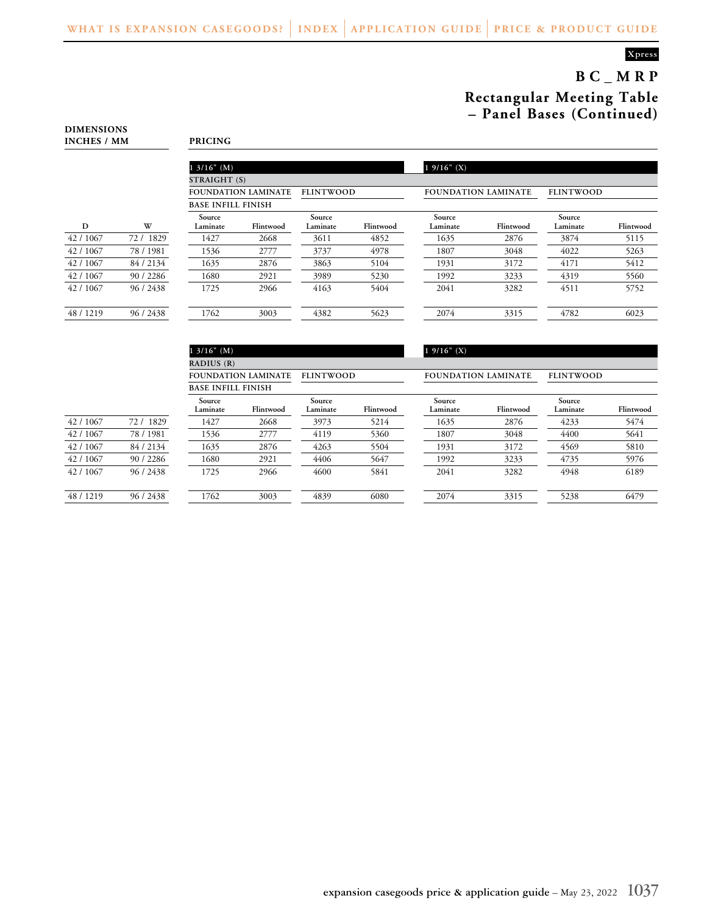Xpress

# BC_MRP

## Rectangular Meeting Table – Panel Bases (Continued)

**DIMENSIONS INCHES / MM**

**PRICING**

| | | 1 3/16" (M) | | | | 1 9/16" (X) | | | |
|---|---|---|---|---|---|---|---|---|---|
| | | STRAIGHT (S) | | | | | | | |
| | | FOUNDATION LAMINATE | | FLINTWOOD | | FOUNDATION LAMINATE | | FLINTWOOD | |
| | | BASE INFILL FINISH | | | | | | | |
| D | W | Source Laminate | Flintwood | Source Laminate | Flintwood | Source Laminate | Flintwood | Source Laminate | Flintwood |
| 42 / 1067 | 72 / 1829 | 1427 | 2668 | 3611 | 4852 | 1635 | 2876 | 3874 | 5115 |
| 42 / 1067 | 78 / 1981 | 1536 | 2777 | 3737 | 4978 | 1807 | 3048 | 4022 | 5263 |
| 42 / 1067 | 84 / 2134 | 1635 | 2876 | 3863 | 5104 | 1931 | 3172 | 4171 | 5412 |
| 42 / 1067 | 90 / 2286 | 1680 | 2921 | 3989 | 5230 | 1992 | 3233 | 4319 | 5560 |
| 42 / 1067 | 96 / 2438 | 1725 | 2966 | 4163 | 5404 | 2041 | 3282 | 4511 | 5752 |
| 48 / 1219 | 96 / 2438 | 1762 | 3003 | 4382 | 5623 | 2074 | 3315 | 4782 | 6023 |

| | | 1 3/16" (M) | | | | 1 9/16" (X) | | | |
|---|---|---|---|---|---|---|---|---|---|
| | | RADIUS (R) | | | | | | | |
| | | FOUNDATION LAMINATE | | FLINTWOOD | | FOUNDATION LAMINATE | | FLINTWOOD | |
| | | BASE INFILL FINISH | | | | | | | |
| D | W | Source Laminate | Flintwood | Source Laminate | Flintwood | Source Laminate | Flintwood | Source Laminate | Flintwood |
| 42 / 1067 | 72 / 1829 | 1427 | 2668 | 3973 | 5214 | 1635 | 2876 | 4233 | 5474 |
| 42 / 1067 | 78 / 1981 | 1536 | 2777 | 4119 | 5360 | 1807 | 3048 | 4400 | 5641 |
| 42 / 1067 | 84 / 2134 | 1635 | 2876 | 4263 | 5504 | 1931 | 3172 | 4569 | 5810 |
| 42 / 1067 | 90 / 2286 | 1680 | 2921 | 4406 | 5647 | 1992 | 3233 | 4735 | 5976 |
| 42 / 1067 | 96 / 2438 | 1725 | 2966 | 4600 | 5841 | 2041 | 3282 | 4948 | 6189 |
| 48 / 1219 | 96 / 2438 | 1762 | 3003 | 4839 | 6080 | 2074 | 3315 | 5238 | 6479 |